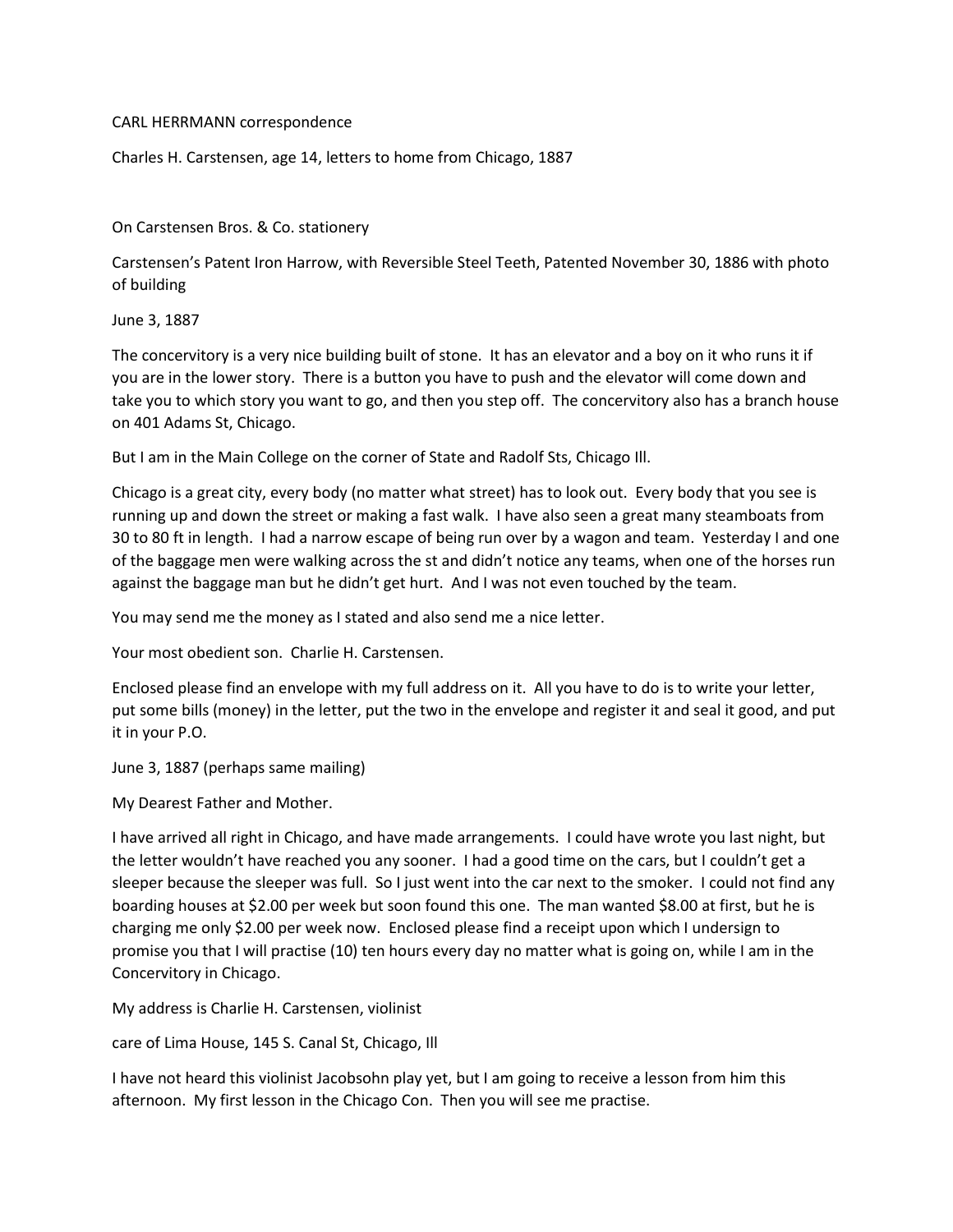CARL HERRMANN correspondence

Charles H. Carstensen, age 14, letters to home from Chicago, 1887

On Carstensen Bros. & Co. stationery

Carstensen's Patent Iron Harrow, with Reversible Steel Teeth, Patented November 30, 1886 with photo of building

June 3, 1887

The concervitory is a very nice building built of stone. It has an elevator and a boy on it who runs it if you are in the lower story. There is a button you have to push and the elevator will come down and take you to which story you want to go, and then you step off. The concervitory also has a branch house on 401 Adams St, Chicago.

But I am in the Main College on the corner of State and Radolf Sts, Chicago Ill.

Chicago is a great city, every body (no matter what street) has to look out. Every body that you see is running up and down the street or making a fast walk. I have also seen a great many steamboats from 30 to 80 ft in length. I had a narrow escape of being run over by a wagon and team. Yesterday I and one of the baggage men were walking across the st and didn't notice any teams, when one of the horses run against the baggage man but he didn't get hurt. And I was not even touched by the team.

You may send me the money as I stated and also send me a nice letter.

Your most obedient son. Charlie H. Carstensen.

Enclosed please find an envelope with my full address on it. All you have to do is to write your letter, put some bills (money) in the letter, put the two in the envelope and register it and seal it good, and put it in your P.O.

June 3, 1887 (perhaps same mailing)

My Dearest Father and Mother.

I have arrived all right in Chicago, and have made arrangements. I could have wrote you last night, but the letter wouldn't have reached you any sooner. I had a good time on the cars, but I couldn't get a sleeper because the sleeper was full. So I just went into the car next to the smoker. I could not find any boarding houses at $2.00 per week but soon found this one. The man wanted $8.00 at first, but he is charging me only $2.00 per week now. Enclosed please find a receipt upon which I undersign to promise you that I will practise (10) ten hours every day no matter what is going on, while I am in the Concervitory in Chicago.

My address is Charlie H. Carstensen, violinist

care of Lima House, 145 S. Canal St, Chicago, Ill

I have not heard this violinist Jacobsohn play yet, but I am going to receive a lesson from him this afternoon. My first lesson in the Chicago Con. Then you will see me practise.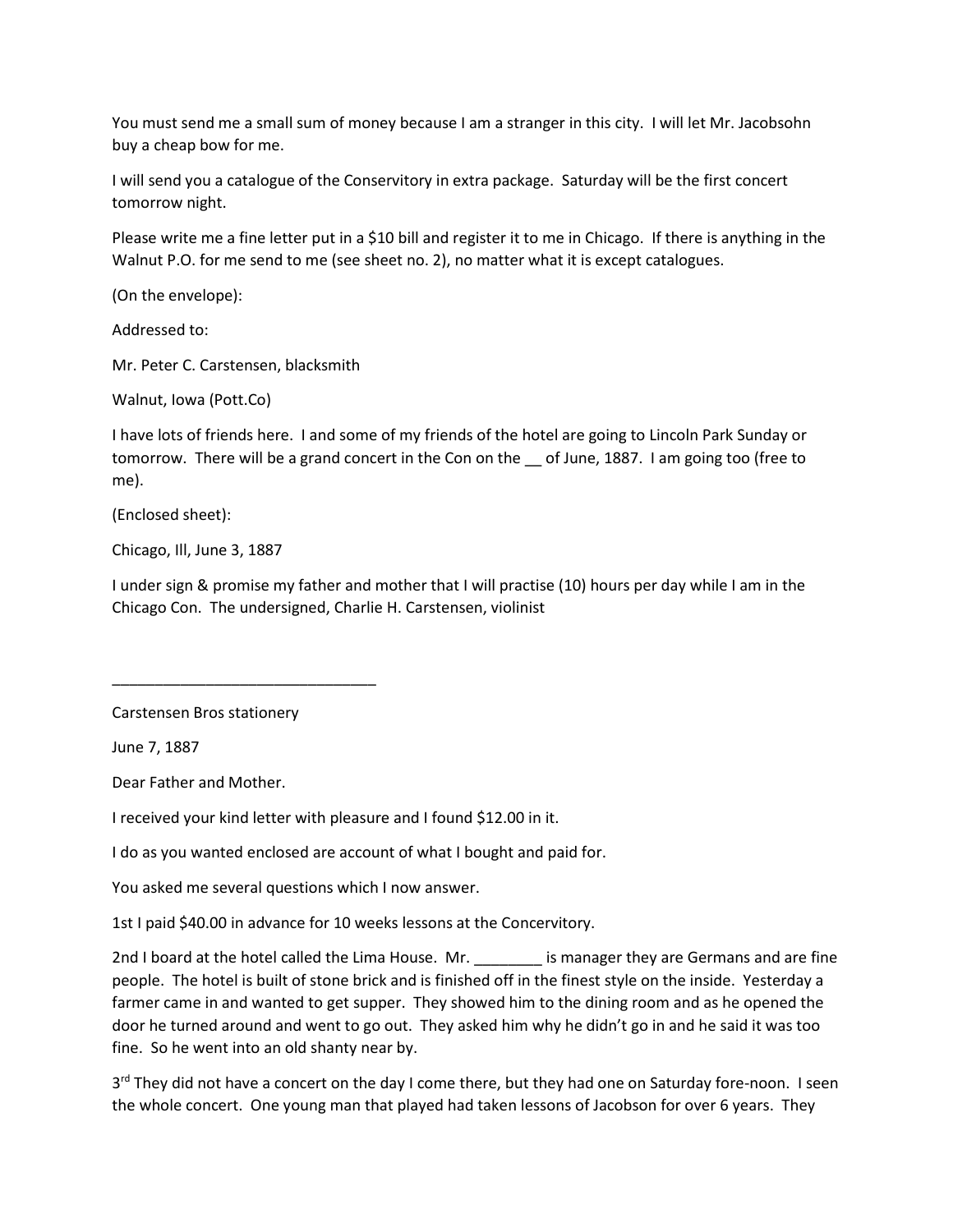You must send me a small sum of money because I am a stranger in this city. I will let Mr. Jacobsohn buy a cheap bow for me.

I will send you a catalogue of the Conservitory in extra package. Saturday will be the first concert tomorrow night.

Please write me a fine letter put in a $10 bill and register it to me in Chicago. If there is anything in the Walnut P.O. for me send to me (see sheet no. 2), no matter what it is except catalogues.

(On the envelope):

Addressed to:

Mr. Peter C. Carstensen, blacksmith

Walnut, Iowa (Pott.Co)

I have lots of friends here. I and some of my friends of the hotel are going to Lincoln Park Sunday or tomorrow. There will be a grand concert in the Con on the __ of June, 1887. I am going too (free to me).

(Enclosed sheet):

Chicago, Ill, June 3, 1887

I under sign & promise my father and mother that I will practise (10) hours per day while I am in the Chicago Con. The undersigned, Charlie H. Carstensen, violinist

_______________________________

Carstensen Bros stationery

June 7, 1887

Dear Father and Mother.

I received your kind letter with pleasure and I found $12.00 in it.

I do as you wanted enclosed are account of what I bought and paid for.

You asked me several questions which I now answer.

1st I paid $40.00 in advance for 10 weeks lessons at the Concervitory.

2nd I board at the hotel called the Lima House. Mr. ________ is manager they are Germans and are fine people. The hotel is built of stone brick and is finished off in the finest style on the inside. Yesterday a farmer came in and wanted to get supper. They showed him to the dining room and as he opened the door he turned around and went to go out. They asked him why he didn't go in and he said it was too fine. So he went into an old shanty near by.

3rd They did not have a concert on the day I come there, but they had one on Saturday fore-noon. I seen the whole concert. One young man that played had taken lessons of Jacobson for over 6 years. They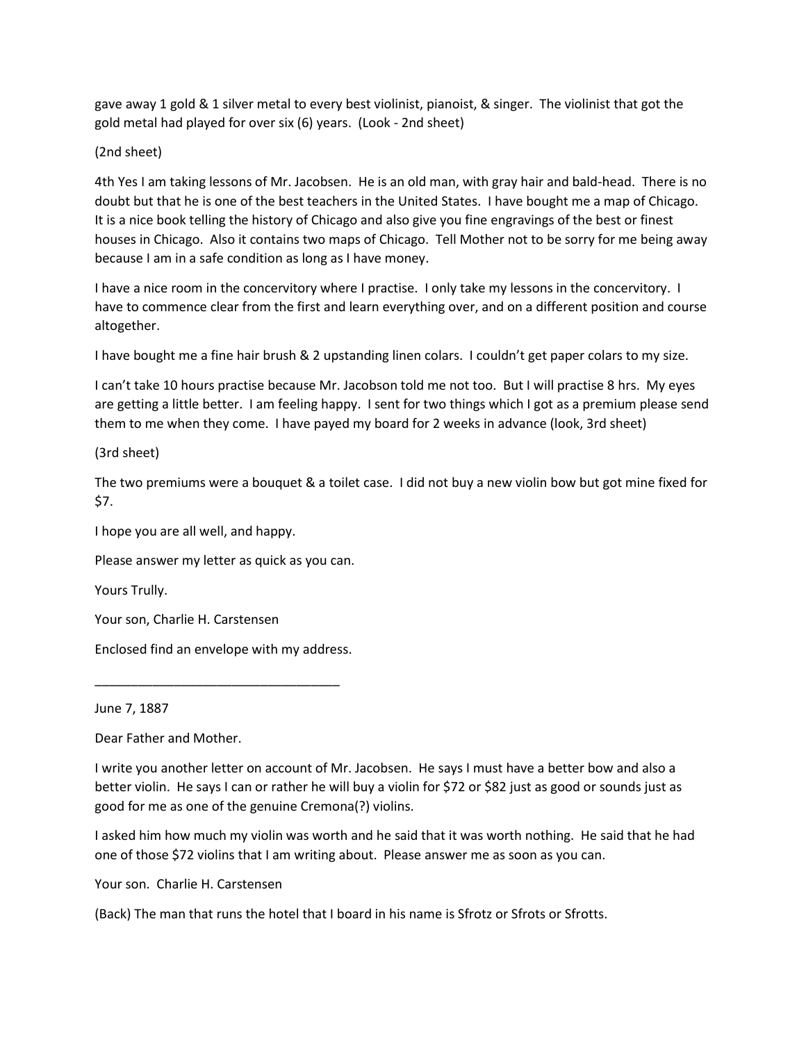gave away 1 gold & 1 silver metal to every best violinist, pianoist, & singer. The violinist that got the gold metal had played for over six (6) years. (Look - 2nd sheet)

(2nd sheet)

4th Yes I am taking lessons of Mr. Jacobsen. He is an old man, with gray hair and bald-head. There is no doubt but that he is one of the best teachers in the United States. I have bought me a map of Chicago. It is a nice book telling the history of Chicago and also give you fine engravings of the best or finest houses in Chicago. Also it contains two maps of Chicago. Tell Mother not to be sorry for me being away because I am in a safe condition as long as I have money.

I have a nice room in the concervitory where I practise. I only take my lessons in the concervitory. I have to commence clear from the first and learn everything over, and on a different position and course altogether.

I have bought me a fine hair brush & 2 upstanding linen colars. I couldn't get paper colars to my size.

I can't take 10 hours practise because Mr. Jacobson told me not too. But I will practise 8 hrs. My eyes are getting a little better. I am feeling happy. I sent for two things which I got as a premium please send them to me when they come. I have payed my board for 2 weeks in advance (look, 3rd sheet)

(3rd sheet)

The two premiums were a bouquet & a toilet case. I did not buy a new violin bow but got mine fixed for $7.

I hope you are all well, and happy.

Please answer my letter as quick as you can.

Yours Trully.

Your son, Charlie H. Carstensen

Enclosed find an envelope with my address.

---

June 7, 1887

Dear Father and Mother.

I write you another letter on account of Mr. Jacobsen. He says I must have a better bow and also a better violin. He says I can or rather he will buy a violin for $72 or $82 just as good or sounds just as good for me as one of the genuine Cremona(?) violins.

I asked him how much my violin was worth and he said that it was worth nothing. He said that he had one of those $72 violins that I am writing about. Please answer me as soon as you can.

Your son. Charlie H. Carstensen

(Back) The man that runs the hotel that I board in his name is Sfrotz or Sfrots or Sfrotts.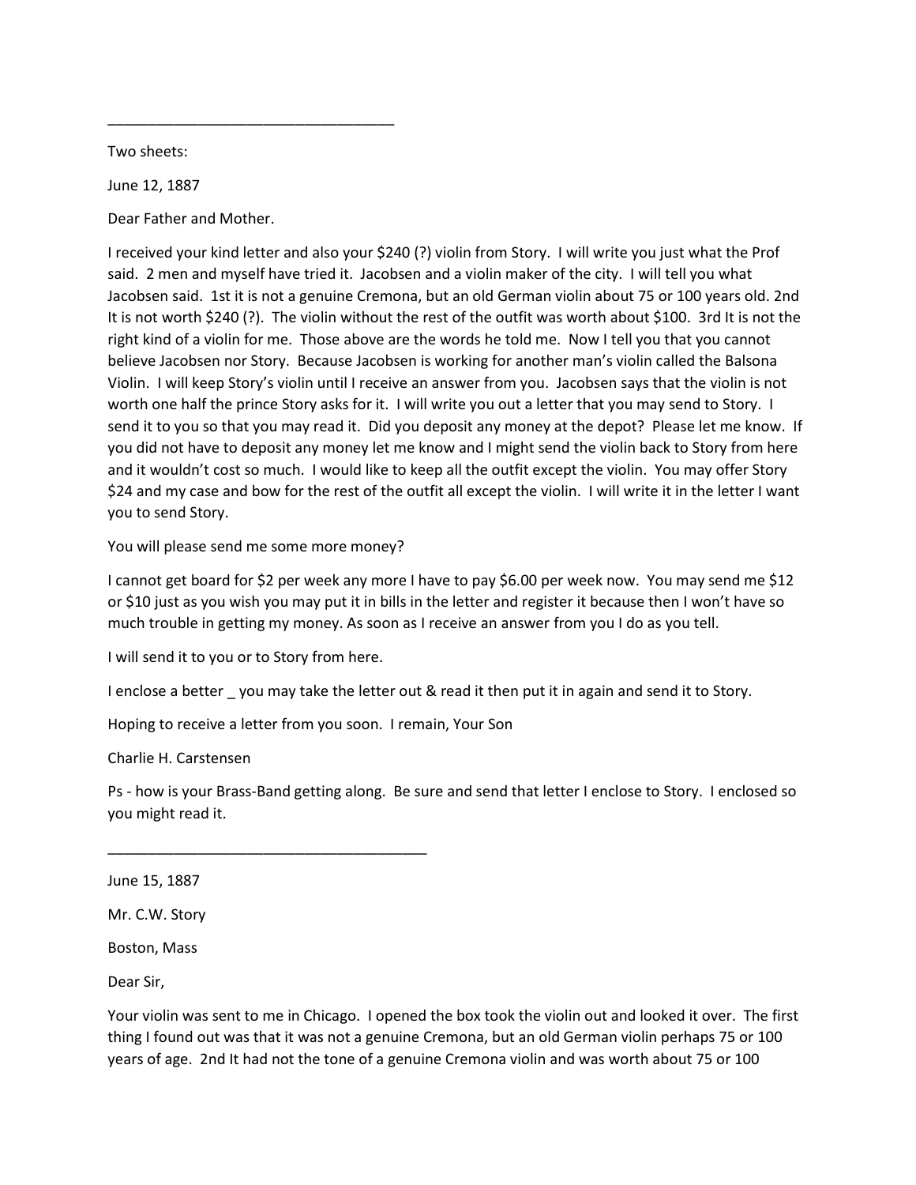___________________________________

Two sheets:

June 12, 1887

Dear Father and Mother.

I received your kind letter and also your $240 (?) violin from Story. I will write you just what the Prof said. 2 men and myself have tried it. Jacobsen and a violin maker of the city. I will tell you what Jacobsen said. 1st it is not a genuine Cremona, but an old German violin about 75 or 100 years old. 2nd It is not worth $240 (?). The violin without the rest of the outfit was worth about $100. 3rd It is not the right kind of a violin for me. Those above are the words he told me. Now I tell you that you cannot believe Jacobsen nor Story. Because Jacobsen is working for another man's violin called the Balsona Violin. I will keep Story's violin until I receive an answer from you. Jacobsen says that the violin is not worth one half the prince Story asks for it. I will write you out a letter that you may send to Story. I send it to you so that you may read it. Did you deposit any money at the depot? Please let me know. If you did not have to deposit any money let me know and I might send the violin back to Story from here and it wouldn't cost so much. I would like to keep all the outfit except the violin. You may offer Story $24 and my case and bow for the rest of the outfit all except the violin. I will write it in the letter I want you to send Story.

You will please send me some more money?

I cannot get board for $2 per week any more I have to pay $6.00 per week now. You may send me $12 or $10 just as you wish you may put it in bills in the letter and register it because then I won't have so much trouble in getting my money. As soon as I receive an answer from you I do as you tell.

I will send it to you or to Story from here.

I enclose a better _ you may take the letter out & read it then put it in again and send it to Story.

Hoping to receive a letter from you soon. I remain, Your Son

Charlie H. Carstensen

Ps - how is your Brass-Band getting along. Be sure and send that letter I enclose to Story. I enclosed so you might read it.

________________________________________

June 15, 1887

Mr. C.W. Story

Boston, Mass

Dear Sir,

Your violin was sent to me in Chicago. I opened the box took the violin out and looked it over. The first thing I found out was that it was not a genuine Cremona, but an old German violin perhaps 75 or 100 years of age. 2nd It had not the tone of a genuine Cremona violin and was worth about 75 or 100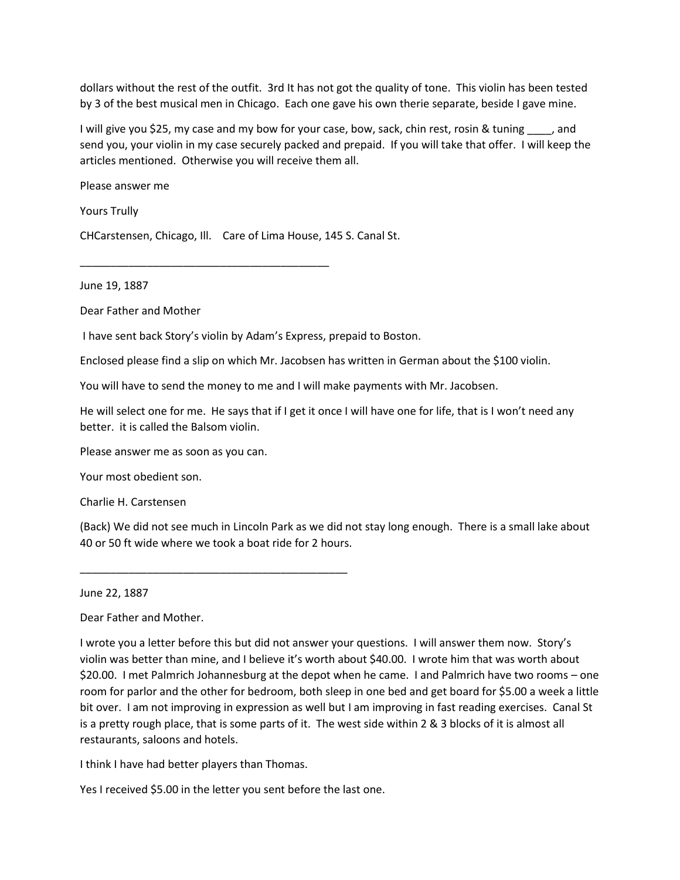dollars without the rest of the outfit. 3rd It has not got the quality of tone. This violin has been tested by 3 of the best musical men in Chicago. Each one gave his own therie separate, beside I gave mine.

I will give you $25, my case and my bow for your case, bow, sack, chin rest, rosin & tuning ____, and send you, your violin in my case securely packed and prepaid. If you will take that offer. I will keep the articles mentioned. Otherwise you will receive them all.

Please answer me

Yours Trully

CHCarstensen, Chicago, Ill. Care of Lima House, 145 S. Canal St.

---

June 19, 1887

Dear Father and Mother

I have sent back Story's violin by Adam's Express, prepaid to Boston.

Enclosed please find a slip on which Mr. Jacobsen has written in German about the $100 violin.

You will have to send the money to me and I will make payments with Mr. Jacobsen.

He will select one for me. He says that if I get it once I will have one for life, that is I won't need any better. it is called the Balsom violin.

Please answer me as soon as you can.

Your most obedient son.

Charlie H. Carstensen

(Back) We did not see much in Lincoln Park as we did not stay long enough. There is a small lake about 40 or 50 ft wide where we took a boat ride for 2 hours.

---

June 22, 1887

Dear Father and Mother.

I wrote you a letter before this but did not answer your questions. I will answer them now. Story's violin was better than mine, and I believe it's worth about $40.00. I wrote him that was worth about $20.00. I met Palmrich Johannesburg at the depot when he came. I and Palmrich have two rooms – one room for parlor and the other for bedroom, both sleep in one bed and get board for $5.00 a week a little bit over. I am not improving in expression as well but I am improving in fast reading exercises. Canal St is a pretty rough place, that is some parts of it. The west side within 2 & 3 blocks of it is almost all restaurants, saloons and hotels.

I think I have had better players than Thomas.

Yes I received $5.00 in the letter you sent before the last one.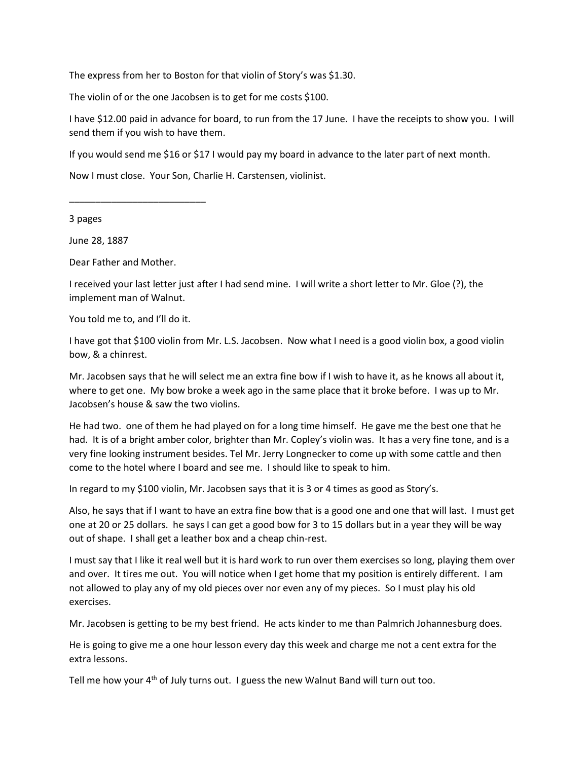The express from her to Boston for that violin of Story's was $1.30.

The violin of or the one Jacobsen is to get for me costs $100.

I have $12.00 paid in advance for board, to run from the 17 June. I have the receipts to show you. I will send them if you wish to have them.

If you would send me $16 or $17 I would pay my board in advance to the later part of next month.

Now I must close. Your Son, Charlie H. Carstensen, violinist.

___________________________

3 pages

June 28, 1887

Dear Father and Mother.

I received your last letter just after I had send mine. I will write a short letter to Mr. Gloe (?), the implement man of Walnut.

You told me to, and I'll do it.

I have got that $100 violin from Mr. L.S. Jacobsen. Now what I need is a good violin box, a good violin bow, & a chinrest.

Mr. Jacobsen says that he will select me an extra fine bow if I wish to have it, as he knows all about it, where to get one. My bow broke a week ago in the same place that it broke before. I was up to Mr. Jacobsen's house & saw the two violins.

He had two. one of them he had played on for a long time himself. He gave me the best one that he had. It is of a bright amber color, brighter than Mr. Copley's violin was. It has a very fine tone, and is a very fine looking instrument besides. Tel Mr. Jerry Longnecker to come up with some cattle and then come to the hotel where I board and see me. I should like to speak to him.

In regard to my $100 violin, Mr. Jacobsen says that it is 3 or 4 times as good as Story's.

Also, he says that if I want to have an extra fine bow that is a good one and one that will last. I must get one at 20 or 25 dollars. he says I can get a good bow for 3 to 15 dollars but in a year they will be way out of shape. I shall get a leather box and a cheap chin-rest.

I must say that I like it real well but it is hard work to run over them exercises so long, playing them over and over. It tires me out. You will notice when I get home that my position is entirely different. I am not allowed to play any of my old pieces over nor even any of my pieces. So I must play his old exercises.

Mr. Jacobsen is getting to be my best friend. He acts kinder to me than Palmrich Johannesburg does.

He is going to give me a one hour lesson every day this week and charge me not a cent extra for the extra lessons.

Tell me how your 4th of July turns out. I guess the new Walnut Band will turn out too.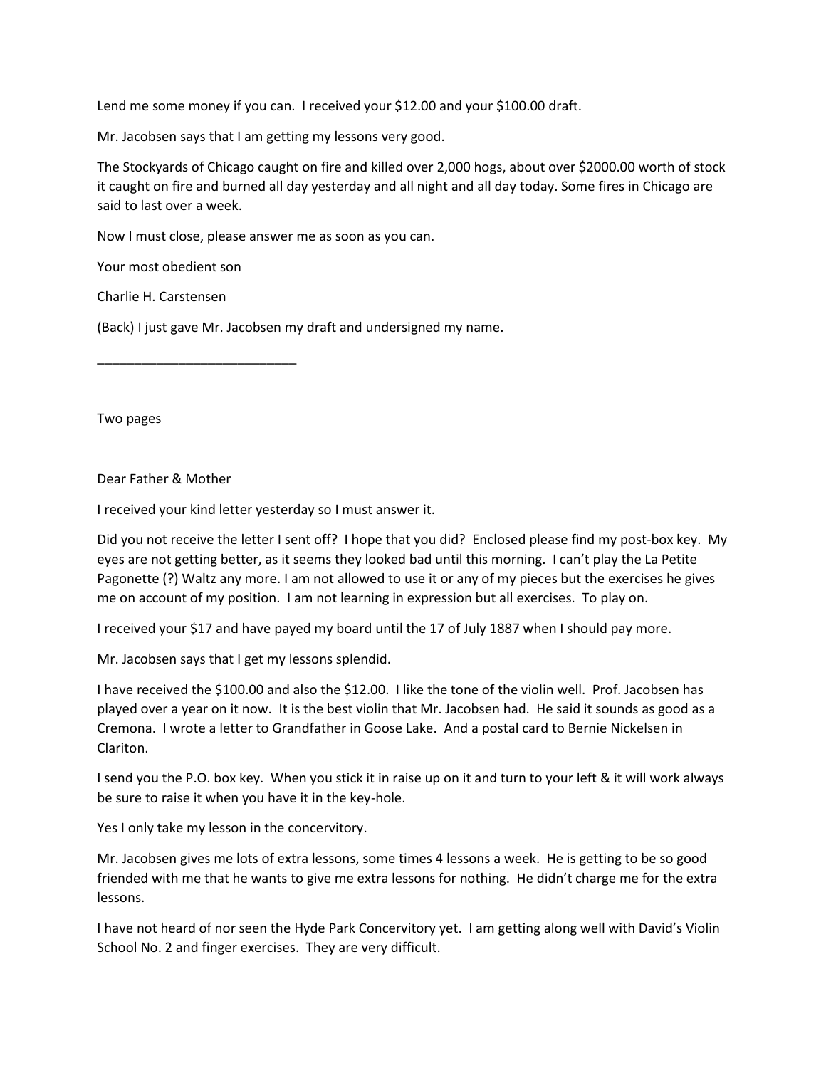Lend me some money if you can. I received your $12.00 and your $100.00 draft.

Mr. Jacobsen says that I am getting my lessons very good.

The Stockyards of Chicago caught on fire and killed over 2,000 hogs, about over $2000.00 worth of stock it caught on fire and burned all day yesterday and all night and all day today. Some fires in Chicago are said to last over a week.

Now I must close, please answer me as soon as you can.

Your most obedient son

Charlie H. Carstensen

(Back) I just gave Mr. Jacobsen my draft and undersigned my name.

---

Two pages

Dear Father & Mother

I received your kind letter yesterday so I must answer it.

Did you not receive the letter I sent off? I hope that you did? Enclosed please find my post-box key. My eyes are not getting better, as it seems they looked bad until this morning. I can't play the La Petite Pagonette (?) Waltz any more. I am not allowed to use it or any of my pieces but the exercises he gives me on account of my position. I am not learning in expression but all exercises. To play on.

I received your $17 and have payed my board until the 17 of July 1887 when I should pay more.

Mr. Jacobsen says that I get my lessons splendid.

I have received the $100.00 and also the $12.00. I like the tone of the violin well. Prof. Jacobsen has played over a year on it now. It is the best violin that Mr. Jacobsen had. He said it sounds as good as a Cremona. I wrote a letter to Grandfather in Goose Lake. And a postal card to Bernie Nickelsen in Clariton.

I send you the P.O. box key. When you stick it in raise up on it and turn to your left & it will work always be sure to raise it when you have it in the key-hole.

Yes I only take my lesson in the concervitory.

Mr. Jacobsen gives me lots of extra lessons, some times 4 lessons a week. He is getting to be so good friended with me that he wants to give me extra lessons for nothing. He didn't charge me for the extra lessons.

I have not heard of nor seen the Hyde Park Concervitory yet. I am getting along well with David's Violin School No. 2 and finger exercises. They are very difficult.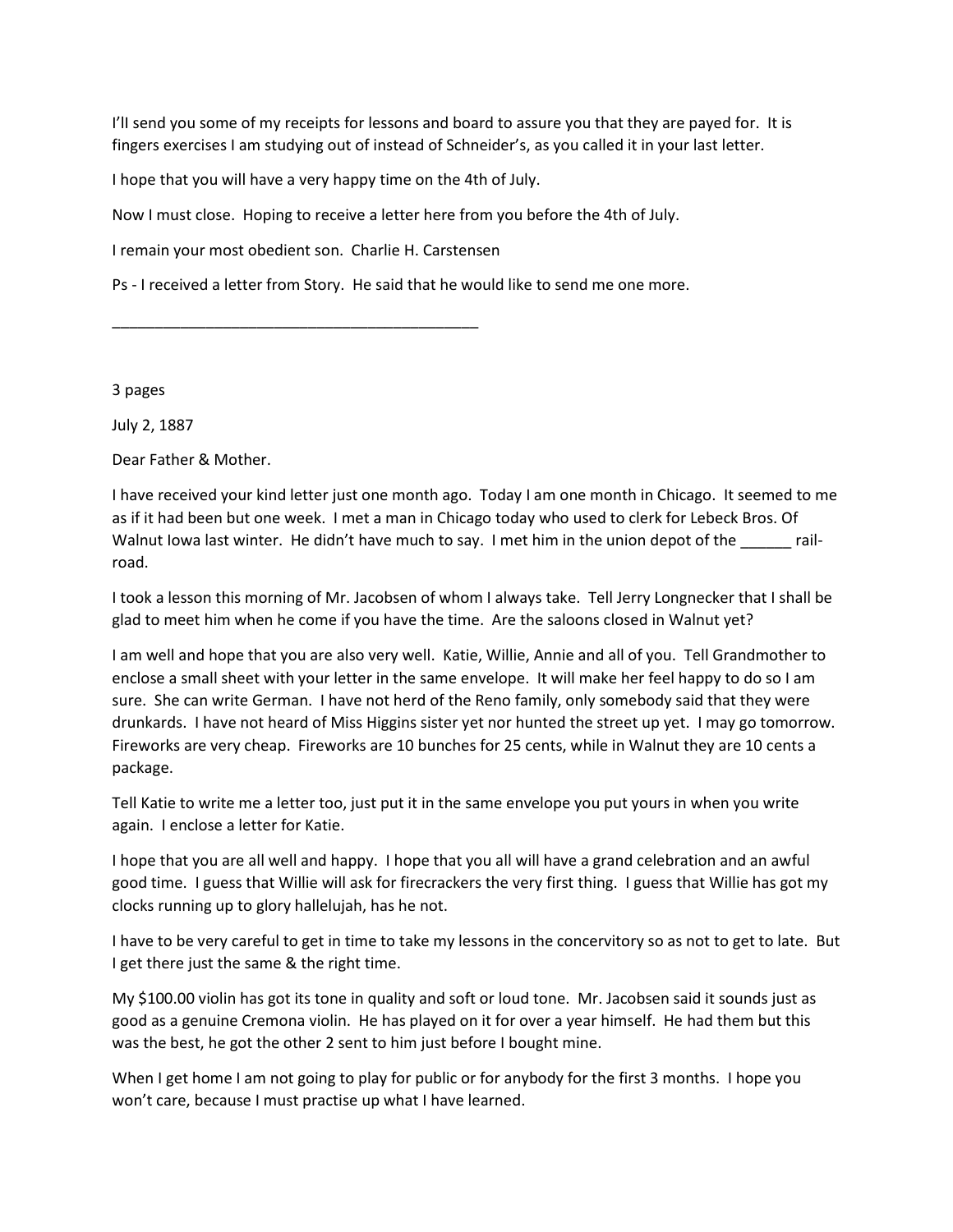I'll send you some of my receipts for lessons and board to assure you that they are payed for. It is fingers exercises I am studying out of instead of Schneider's, as you called it in your last letter.

I hope that you will have a very happy time on the 4th of July.

Now I must close. Hoping to receive a letter here from you before the 4th of July.

I remain your most obedient son. Charlie H. Carstensen

Ps - I received a letter from Story. He said that he would like to send me one more.

---

3 pages

July 2, 1887

Dear Father & Mother.

I have received your kind letter just one month ago. Today I am one month in Chicago. It seemed to me as if it had been but one week. I met a man in Chicago today who used to clerk for Lebeck Bros. Of Walnut Iowa last winter. He didn't have much to say. I met him in the union depot of the ______ rail-road.

I took a lesson this morning of Mr. Jacobsen of whom I always take. Tell Jerry Longnecker that I shall be glad to meet him when he come if you have the time. Are the saloons closed in Walnut yet?

I am well and hope that you are also very well. Katie, Willie, Annie and all of you. Tell Grandmother to enclose a small sheet with your letter in the same envelope. It will make her feel happy to do so I am sure. She can write German. I have not herd of the Reno family, only somebody said that they were drunkards. I have not heard of Miss Higgins sister yet nor hunted the street up yet. I may go tomorrow. Fireworks are very cheap. Fireworks are 10 bunches for 25 cents, while in Walnut they are 10 cents a package.

Tell Katie to write me a letter too, just put it in the same envelope you put yours in when you write again. I enclose a letter for Katie.

I hope that you are all well and happy. I hope that you all will have a grand celebration and an awful good time. I guess that Willie will ask for firecrackers the very first thing. I guess that Willie has got my clocks running up to glory hallelujah, has he not.

I have to be very careful to get in time to take my lessons in the concervitory so as not to get to late. But I get there just the same & the right time.

My $100.00 violin has got its tone in quality and soft or loud tone. Mr. Jacobsen said it sounds just as good as a genuine Cremona violin. He has played on it for over a year himself. He had them but this was the best, he got the other 2 sent to him just before I bought mine.

When I get home I am not going to play for public or for anybody for the first 3 months. I hope you won't care, because I must practise up what I have learned.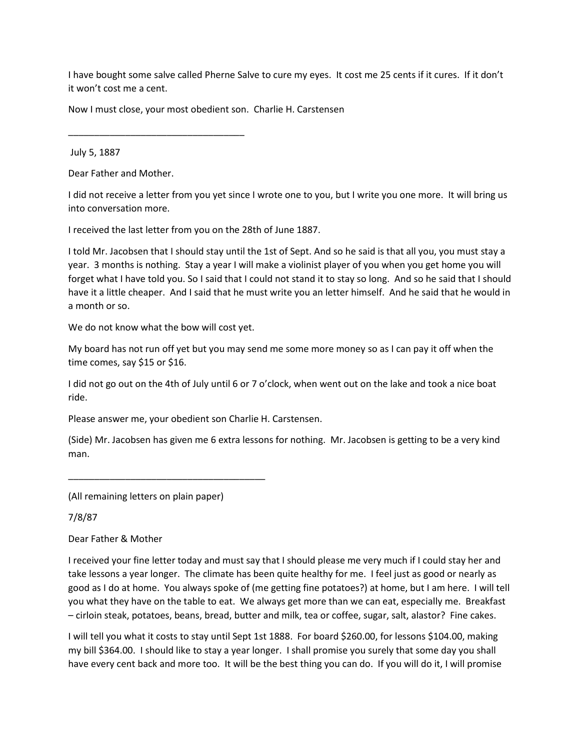I have bought some salve called Pherne Salve to cure my eyes. It cost me 25 cents if it cures. If it don't it won't cost me a cent.

Now I must close, your most obedient son. Charlie H. Carstensen

___________________________________

July 5, 1887

Dear Father and Mother.

I did not receive a letter from you yet since I wrote one to you, but I write you one more. It will bring us into conversation more.

I received the last letter from you on the 28th of June 1887.

I told Mr. Jacobsen that I should stay until the 1st of Sept. And so he said is that all you, you must stay a year. 3 months is nothing. Stay a year I will make a violinist player of you when you get home you will forget what I have told you. So I said that I could not stand it to stay so long. And so he said that I should have it a little cheaper. And I said that he must write you an letter himself. And he said that he would in a month or so.

We do not know what the bow will cost yet.

My board has not run off yet but you may send me some more money so as I can pay it off when the time comes, say $15 or $16.

I did not go out on the 4th of July until 6 or 7 o'clock, when went out on the lake and took a nice boat ride.

Please answer me, your obedient son Charlie H. Carstensen.

(Side) Mr. Jacobsen has given me 6 extra lessons for nothing. Mr. Jacobsen is getting to be a very kind man.

_______________________________________

(All remaining letters on plain paper)

7/8/87

Dear Father & Mother

I received your fine letter today and must say that I should please me very much if I could stay her and take lessons a year longer. The climate has been quite healthy for me. I feel just as good or nearly as good as I do at home. You always spoke of (me getting fine potatoes?) at home, but I am here. I will tell you what they have on the table to eat. We always get more than we can eat, especially me. Breakfast – cirloin steak, potatoes, beans, bread, butter and milk, tea or coffee, sugar, salt, alastor? Fine cakes.

I will tell you what it costs to stay until Sept 1st 1888. For board $260.00, for lessons $104.00, making my bill $364.00. I should like to stay a year longer. I shall promise you surely that some day you shall have every cent back and more too. It will be the best thing you can do. If you will do it, I will promise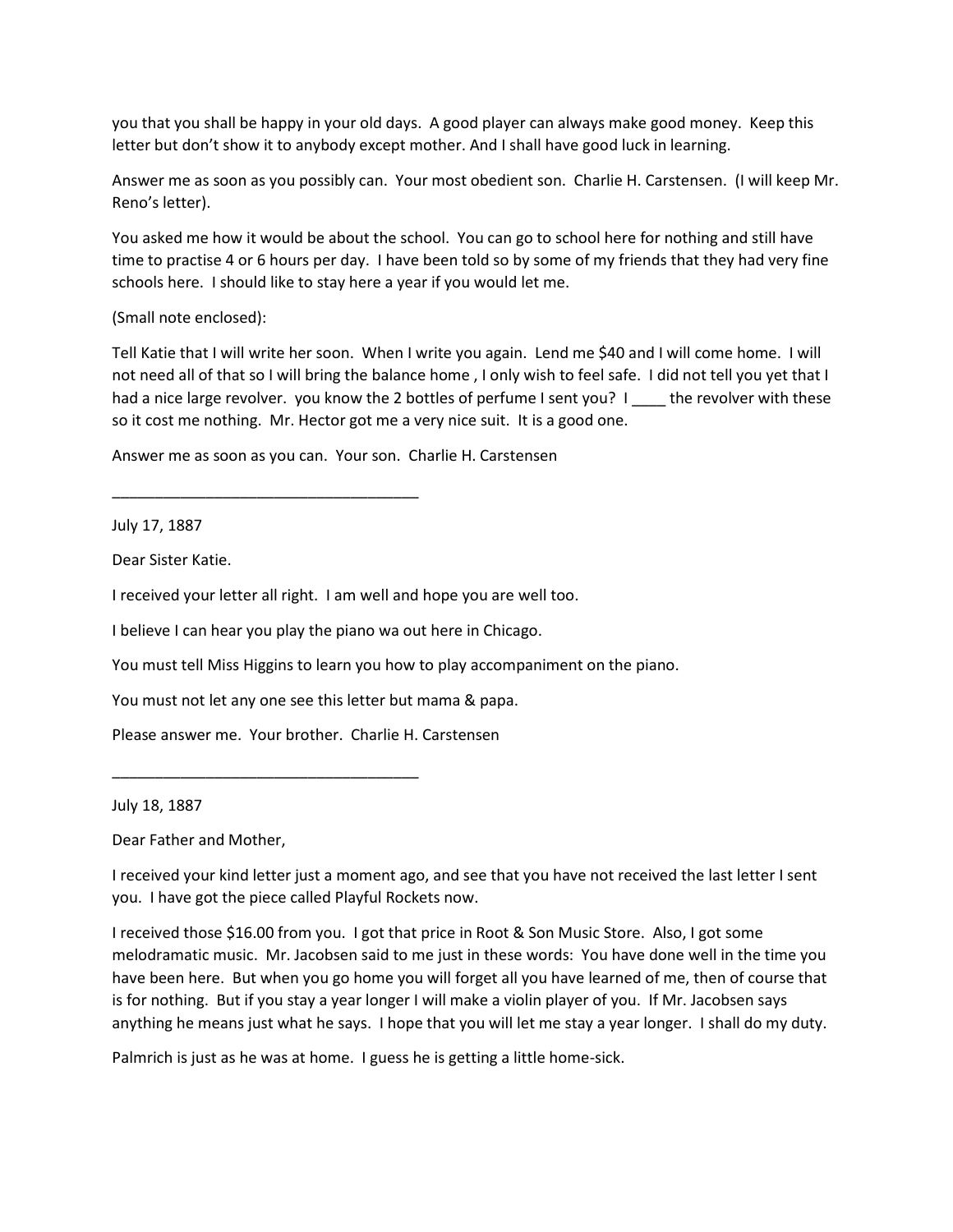you that you shall be happy in your old days. A good player can always make good money. Keep this letter but don't show it to anybody except mother. And I shall have good luck in learning.

Answer me as soon as you possibly can. Your most obedient son. Charlie H. Carstensen. (I will keep Mr. Reno's letter).

You asked me how it would be about the school. You can go to school here for nothing and still have time to practise 4 or 6 hours per day. I have been told so by some of my friends that they had very fine schools here. I should like to stay here a year if you would let me.

(Small note enclosed):

Tell Katie that I will write her soon. When I write you again. Lend me $40 and I will come home. I will not need all of that so I will bring the balance home , I only wish to feel safe. I did not tell you yet that I had a nice large revolver. you know the 2 bottles of perfume I sent you? I ____ the revolver with these so it cost me nothing. Mr. Hector got me a very nice suit. It is a good one.

Answer me as soon as you can. Your son. Charlie H. Carstensen

___________________________________

July 17, 1887

Dear Sister Katie.

I received your letter all right. I am well and hope you are well too.

I believe I can hear you play the piano wa out here in Chicago.

You must tell Miss Higgins to learn you how to play accompaniment on the piano.

You must not let any one see this letter but mama & papa.

Please answer me. Your brother. Charlie H. Carstensen

___________________________________

July 18, 1887

Dear Father and Mother,

I received your kind letter just a moment ago, and see that you have not received the last letter I sent you. I have got the piece called Playful Rockets now.

I received those $16.00 from you. I got that price in Root & Son Music Store. Also, I got some melodramatic music. Mr. Jacobsen said to me just in these words: You have done well in the time you have been here. But when you go home you will forget all you have learned of me, then of course that is for nothing. But if you stay a year longer I will make a violin player of you. If Mr. Jacobsen says anything he means just what he says. I hope that you will let me stay a year longer. I shall do my duty.

Palmrich is just as he was at home. I guess he is getting a little home-sick.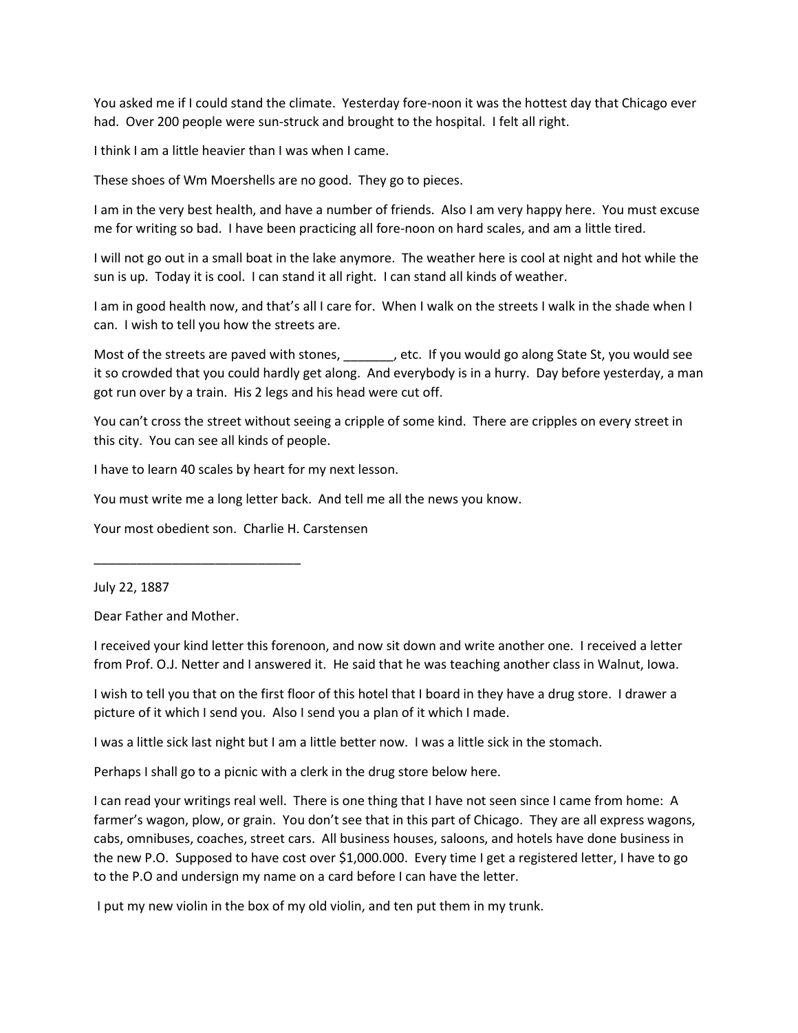You asked me if I could stand the climate.  Yesterday fore-noon it was the hottest day that Chicago ever had.  Over 200 people were sun-struck and brought to the hospital.  I felt all right.

I think I am a little heavier than I was when I came.

These shoes of Wm Moershells are no good.  They go to pieces.

I am in the very best health, and have a number of friends.  Also I am very happy here.  You must excuse me for writing so bad.  I have been practicing all fore-noon on hard scales, and am a little tired.

I will not go out in a small boat in the lake anymore.  The weather here is cool at night and hot while the sun is up.  Today it is cool.  I can stand it all right.  I can stand all kinds of weather.

I am in good health now, and that's all I care for.  When I walk on the streets I walk in the shade when I can.  I wish to tell you how the streets are.

Most of the streets are paved with stones, _______, etc.  If you would go along State St, you would see it so crowded that you could hardly get along.  And everybody is in a hurry.  Day before yesterday, a man got run over by a train.  His 2 legs and his head were cut off.

You can't cross the street without seeing a cripple of some kind.  There are cripples on every street in this city.  You can see all kinds of people.

I have to learn 40 scales by heart for my next lesson.

You must write me a long letter back.  And tell me all the news you know.

Your most obedient son.  Charlie H. Carstensen

______________________________

July 22, 1887

Dear Father and Mother.

I received your kind letter this forenoon, and now sit down and write another one.  I received a letter from Prof. O.J. Netter and I answered it.  He said that he was teaching another class in Walnut, Iowa.

I wish to tell you that on the first floor of this hotel that I board in they have a drug store.  I drawer a picture of it which I send you.  Also I send you a plan of it which I made.

I was a little sick last night but I am a little better now.  I was a little sick in the stomach.

Perhaps I shall go to a picnic with a clerk in the drug store below here.

I can read your writings real well.  There is one thing that I have not seen since I came from home:  A farmer's wagon, plow, or grain.  You don't see that in this part of Chicago.  They are all express wagons, cabs, omnibuses, coaches, street cars.  All business houses, saloons, and hotels have done business in the new P.O.  Supposed to have cost over $1,000.000.  Every time I get a registered letter, I have to go to the P.O and undersign my name on a card before I can have the letter.

I put my new violin in the box of my old violin, and ten put them in my trunk.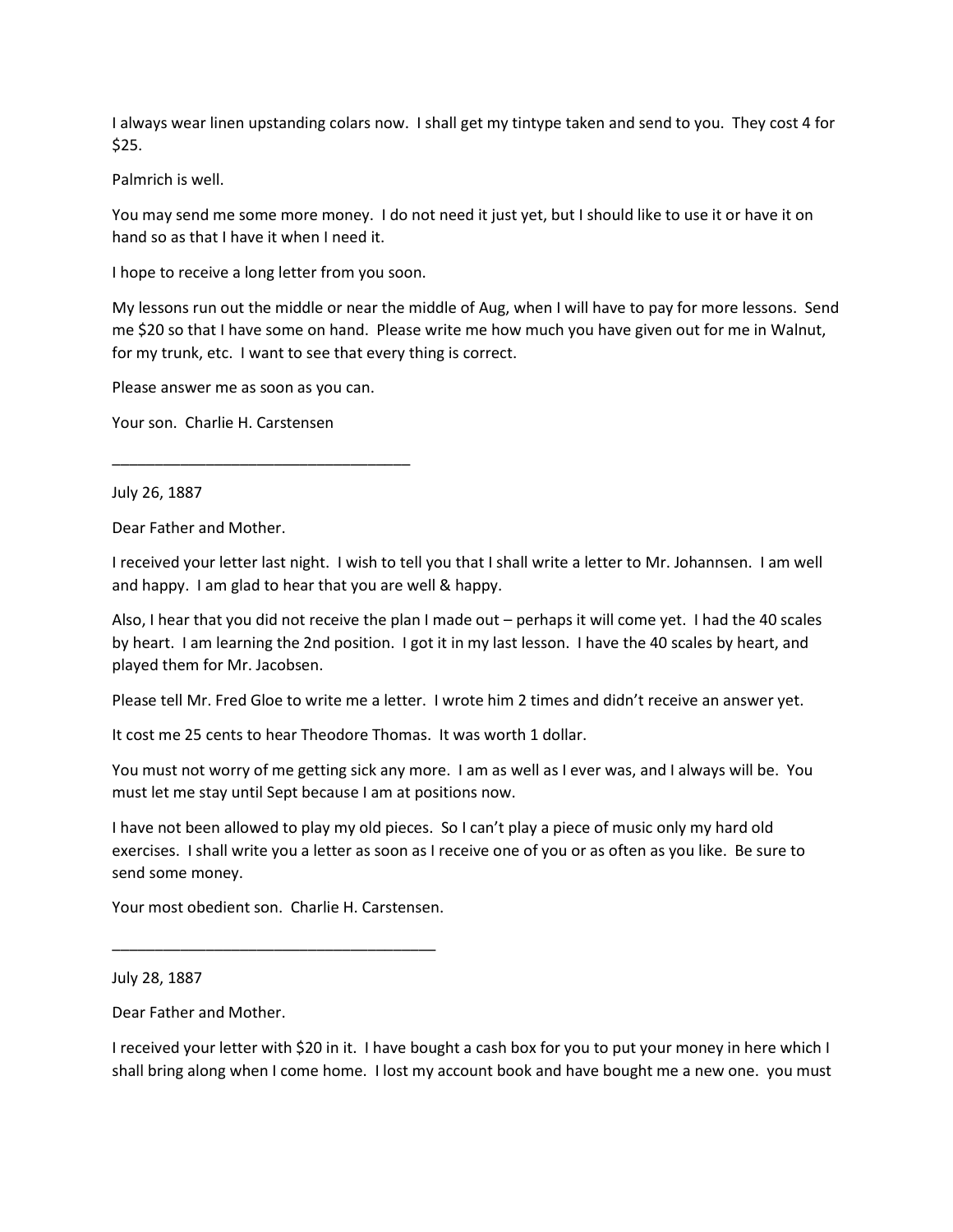I always wear linen upstanding colars now. I shall get my tintype taken and send to you. They cost 4 for $25.

Palmrich is well.

You may send me some more money. I do not need it just yet, but I should like to use it or have it on hand so as that I have it when I need it.

I hope to receive a long letter from you soon.

My lessons run out the middle or near the middle of Aug, when I will have to pay for more lessons. Send me $20 so that I have some on hand. Please write me how much you have given out for me in Walnut, for my trunk, etc. I want to see that every thing is correct.

Please answer me as soon as you can.

Your son. Charlie H. Carstensen

___________________________________

July 26, 1887

Dear Father and Mother.

I received your letter last night. I wish to tell you that I shall write a letter to Mr. Johannsen. I am well and happy. I am glad to hear that you are well & happy.

Also, I hear that you did not receive the plan I made out – perhaps it will come yet. I had the 40 scales by heart. I am learning the 2nd position. I got it in my last lesson. I have the 40 scales by heart, and played them for Mr. Jacobsen.

Please tell Mr. Fred Gloe to write me a letter. I wrote him 2 times and didn't receive an answer yet.

It cost me 25 cents to hear Theodore Thomas. It was worth 1 dollar.

You must not worry of me getting sick any more. I am as well as I ever was, and I always will be. You must let me stay until Sept because I am at positions now.

I have not been allowed to play my old pieces. So I can't play a piece of music only my hard old exercises. I shall write you a letter as soon as I receive one of you or as often as you like. Be sure to send some money.

Your most obedient son. Charlie H. Carstensen.

______________________________________

July 28, 1887

Dear Father and Mother.

I received your letter with $20 in it. I have bought a cash box for you to put your money in here which I shall bring along when I come home. I lost my account book and have bought me a new one. you must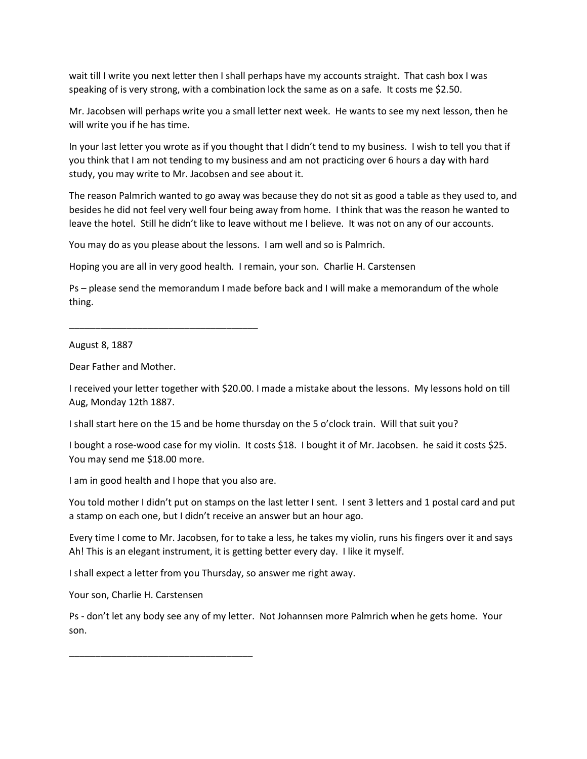wait till I write you next letter then I shall perhaps have my accounts straight. That cash box I was speaking of is very strong, with a combination lock the same as on a safe. It costs me $2.50.

Mr. Jacobsen will perhaps write you a small letter next week. He wants to see my next lesson, then he will write you if he has time.

In your last letter you wrote as if you thought that I didn't tend to my business. I wish to tell you that if you think that I am not tending to my business and am not practicing over 6 hours a day with hard study, you may write to Mr. Jacobsen and see about it.

The reason Palmrich wanted to go away was because they do not sit as good a table as they used to, and besides he did not feel very well four being away from home. I think that was the reason he wanted to leave the hotel. Still he didn't like to leave without me I believe. It was not on any of our accounts.

You may do as you please about the lessons. I am well and so is Palmrich.

Hoping you are all in very good health. I remain, your son. Charlie H. Carstensen

Ps – please send the memorandum I made before back and I will make a memorandum of the whole thing.

---

August 8, 1887

Dear Father and Mother.

I received your letter together with $20.00. I made a mistake about the lessons. My lessons hold on till Aug, Monday 12th 1887.

I shall start here on the 15 and be home thursday on the 5 o'clock train. Will that suit you?

I bought a rose-wood case for my violin. It costs $18. I bought it of Mr. Jacobsen. he said it costs $25. You may send me $18.00 more.

I am in good health and I hope that you also are.

You told mother I didn't put on stamps on the last letter I sent. I sent 3 letters and 1 postal card and put a stamp on each one, but I didn't receive an answer but an hour ago.

Every time I come to Mr. Jacobsen, for to take a less, he takes my violin, runs his fingers over it and says Ah! This is an elegant instrument, it is getting better every day. I like it myself.

I shall expect a letter from you Thursday, so answer me right away.

Your son, Charlie H. Carstensen

Ps - don't let any body see any of my letter. Not Johannsen more Palmrich when he gets home. Your son.

---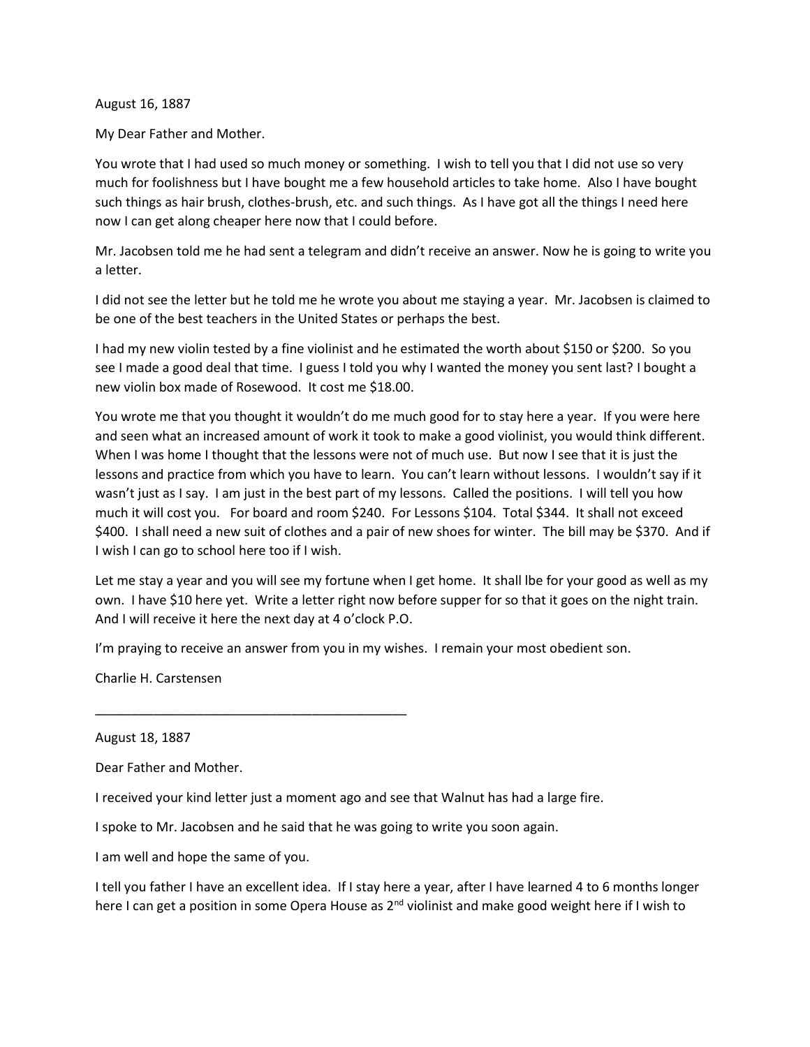August 16, 1887

My Dear Father and Mother.

You wrote that I had used so much money or something. I wish to tell you that I did not use so very much for foolishness but I have bought me a few household articles to take home. Also I have bought such things as hair brush, clothes-brush, etc. and such things. As I have got all the things I need here now I can get along cheaper here now that I could before.

Mr. Jacobsen told me he had sent a telegram and didn't receive an answer. Now he is going to write you a letter.

I did not see the letter but he told me he wrote you about me staying a year. Mr. Jacobsen is claimed to be one of the best teachers in the United States or perhaps the best.

I had my new violin tested by a fine violinist and he estimated the worth about $150 or $200. So you see I made a good deal that time. I guess I told you why I wanted the money you sent last? I bought a new violin box made of Rosewood. It cost me $18.00.

You wrote me that you thought it wouldn't do me much good for to stay here a year. If you were here and seen what an increased amount of work it took to make a good violinist, you would think different. When I was home I thought that the lessons were not of much use. But now I see that it is just the lessons and practice from which you have to learn. You can't learn without lessons. I wouldn't say if it wasn't just as I say. I am just in the best part of my lessons. Called the positions. I will tell you how much it will cost you. For board and room $240. For Lessons $104. Total $344. It shall not exceed $400. I shall need a new suit of clothes and a pair of new shoes for winter. The bill may be $370. And if I wish I can go to school here too if I wish.

Let me stay a year and you will see my fortune when I get home. It shall lbe for your good as well as my own. I have $10 here yet. Write a letter right now before supper for so that it goes on the night train. And I will receive it here the next day at 4 o'clock P.O.

I'm praying to receive an answer from you in my wishes. I remain your most obedient son.

Charlie H. Carstensen

---

August 18, 1887

Dear Father and Mother.

I received your kind letter just a moment ago and see that Walnut has had a large fire.

I spoke to Mr. Jacobsen and he said that he was going to write you soon again.

I am well and hope the same of you.

I tell you father I have an excellent idea. If I stay here a year, after I have learned 4 to 6 months longer here I can get a position in some Opera House as 2nd violinist and make good weight here if I wish to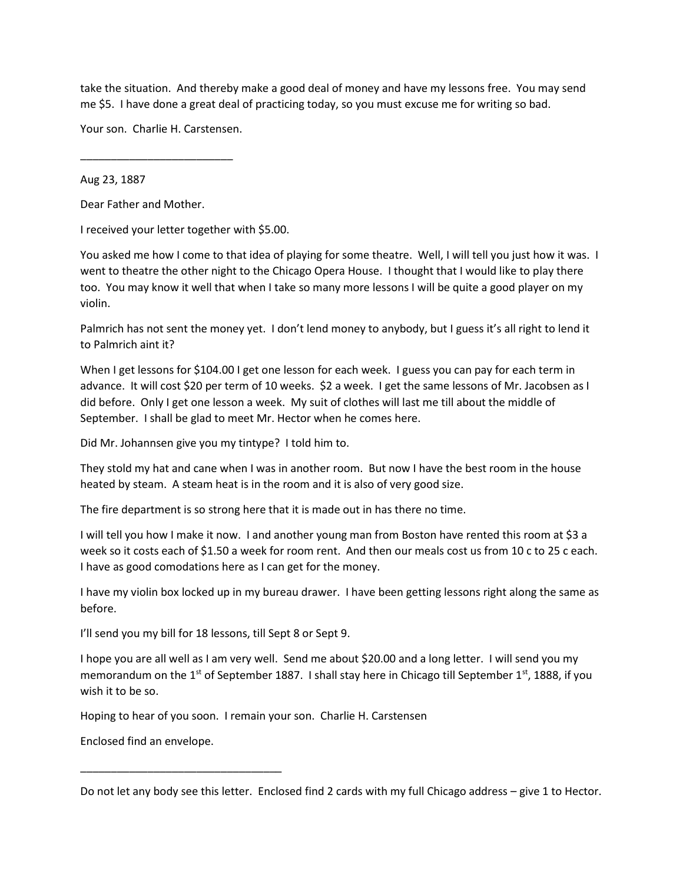take the situation. And thereby make a good deal of money and have my lessons free. You may send me $5. I have done a great deal of practicing today, so you must excuse me for writing so bad.

Your son. Charlie H. Carstensen.

_________________________

Aug 23, 1887

Dear Father and Mother.

I received your letter together with $5.00.

You asked me how I come to that idea of playing for some theatre. Well, I will tell you just how it was. I went to theatre the other night to the Chicago Opera House. I thought that I would like to play there too. You may know it well that when I take so many more lessons I will be quite a good player on my violin.

Palmrich has not sent the money yet. I don't lend money to anybody, but I guess it's all right to lend it to Palmrich aint it?

When I get lessons for $104.00 I get one lesson for each week. I guess you can pay for each term in advance. It will cost $20 per term of 10 weeks. $2 a week. I get the same lessons of Mr. Jacobsen as I did before. Only I get one lesson a week. My suit of clothes will last me till about the middle of September. I shall be glad to meet Mr. Hector when he comes here.

Did Mr. Johannsen give you my tintype? I told him to.

They stold my hat and cane when I was in another room. But now I have the best room in the house heated by steam. A steam heat is in the room and it is also of very good size.

The fire department is so strong here that it is made out in has there no time.

I will tell you how I make it now. I and another young man from Boston have rented this room at $3 a week so it costs each of $1.50 a week for room rent. And then our meals cost us from 10 c to 25 c each. I have as good comodations here as I can get for the money.

I have my violin box locked up in my bureau drawer. I have been getting lessons right along the same as before.

I'll send you my bill for 18 lessons, till Sept 8 or Sept 9.

I hope you are all well as I am very well. Send me about $20.00 and a long letter. I will send you my memorandum on the 1st of September 1887. I shall stay here in Chicago till September 1st, 1888, if you wish it to be so.

Hoping to hear of you soon. I remain your son. Charlie H. Carstensen

Enclosed find an envelope.

_________________________________

Do not let any body see this letter. Enclosed find 2 cards with my full Chicago address – give 1 to Hector.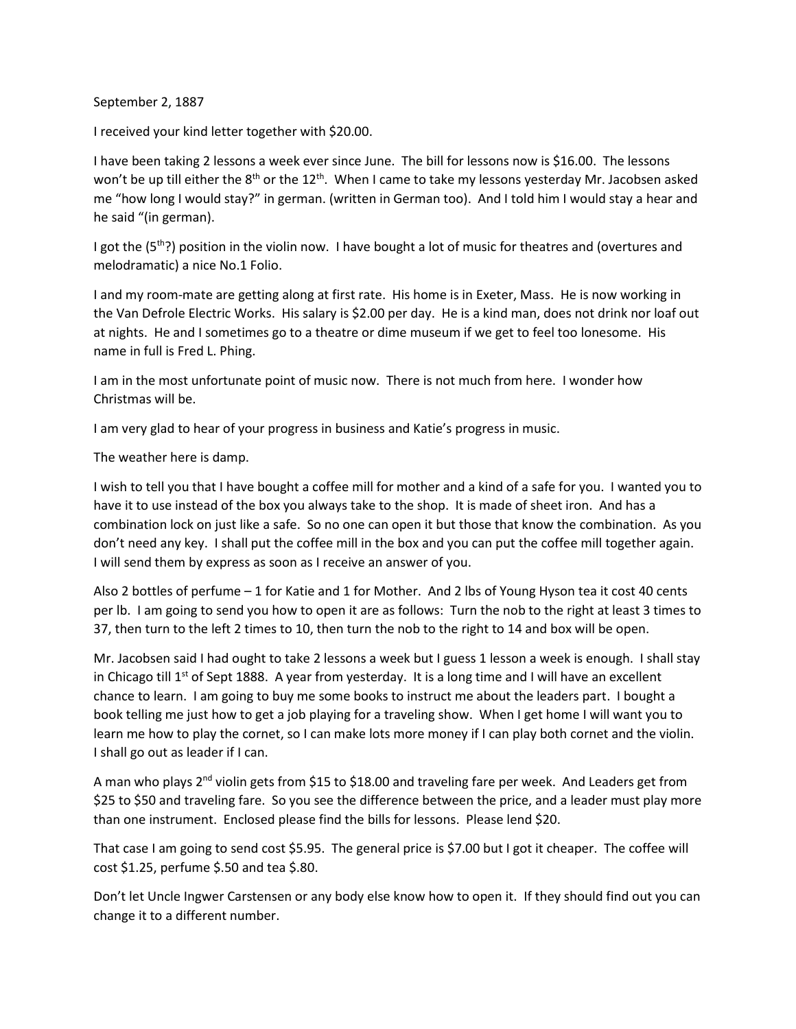September 2, 1887

I received your kind letter together with $20.00.

I have been taking 2 lessons a week ever since June. The bill for lessons now is $16.00. The lessons won't be up till either the 8th or the 12th. When I came to take my lessons yesterday Mr. Jacobsen asked me "how long I would stay?" in german. (written in German too). And I told him I would stay a hear and he said "(in german).

I got the (5th?) position in the violin now. I have bought a lot of music for theatres and (overtures and melodramatic) a nice No.1 Folio.

I and my room-mate are getting along at first rate. His home is in Exeter, Mass. He is now working in the Van Defrole Electric Works. His salary is $2.00 per day. He is a kind man, does not drink nor loaf out at nights. He and I sometimes go to a theatre or dime museum if we get to feel too lonesome. His name in full is Fred L. Phing.

I am in the most unfortunate point of music now. There is not much from here. I wonder how Christmas will be.

I am very glad to hear of your progress in business and Katie's progress in music.

The weather here is damp.

I wish to tell you that I have bought a coffee mill for mother and a kind of a safe for you. I wanted you to have it to use instead of the box you always take to the shop. It is made of sheet iron. And has a combination lock on just like a safe. So no one can open it but those that know the combination. As you don't need any key. I shall put the coffee mill in the box and you can put the coffee mill together again. I will send them by express as soon as I receive an answer of you.

Also 2 bottles of perfume – 1 for Katie and 1 for Mother. And 2 lbs of Young Hyson tea it cost 40 cents per lb. I am going to send you how to open it are as follows: Turn the nob to the right at least 3 times to 37, then turn to the left 2 times to 10, then turn the nob to the right to 14 and box will be open.

Mr. Jacobsen said I had ought to take 2 lessons a week but I guess 1 lesson a week is enough. I shall stay in Chicago till 1st of Sept 1888. A year from yesterday. It is a long time and I will have an excellent chance to learn. I am going to buy me some books to instruct me about the leaders part. I bought a book telling me just how to get a job playing for a traveling show. When I get home I will want you to learn me how to play the cornet, so I can make lots more money if I can play both cornet and the violin. I shall go out as leader if I can.

A man who plays 2nd violin gets from $15 to $18.00 and traveling fare per week. And Leaders get from $25 to $50 and traveling fare. So you see the difference between the price, and a leader must play more than one instrument. Enclosed please find the bills for lessons. Please lend $20.

That case I am going to send cost $5.95. The general price is $7.00 but I got it cheaper. The coffee will cost $1.25, perfume $.50 and tea $.80.

Don't let Uncle Ingwer Carstensen or any body else know how to open it. If they should find out you can change it to a different number.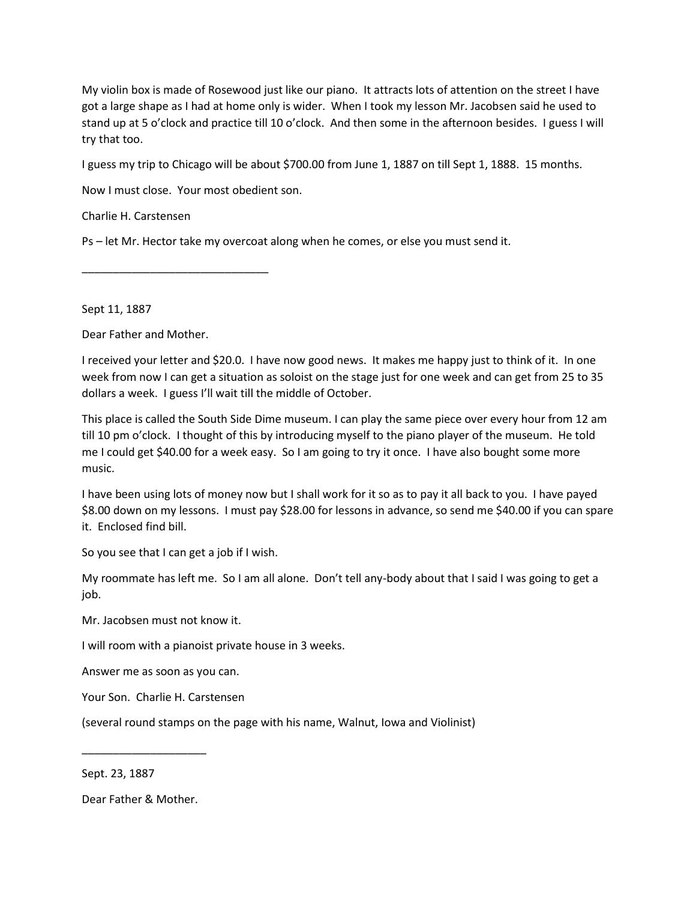My violin box is made of Rosewood just like our piano. It attracts lots of attention on the street I have got a large shape as I had at home only is wider. When I took my lesson Mr. Jacobsen said he used to stand up at 5 o'clock and practice till 10 o'clock. And then some in the afternoon besides. I guess I will try that too.

I guess my trip to Chicago will be about $700.00 from June 1, 1887 on till Sept 1, 1888. 15 months.

Now I must close. Your most obedient son.

Charlie H. Carstensen

Ps – let Mr. Hector take my overcoat along when he comes, or else you must send it.

______________________________

Sept 11, 1887

Dear Father and Mother.

I received your letter and $20.0. I have now good news. It makes me happy just to think of it. In one week from now I can get a situation as soloist on the stage just for one week and can get from 25 to 35 dollars a week. I guess I'll wait till the middle of October.

This place is called the South Side Dime museum. I can play the same piece over every hour from 12 am till 10 pm o'clock. I thought of this by introducing myself to the piano player of the museum. He told me I could get $40.00 for a week easy. So I am going to try it once. I have also bought some more music.

I have been using lots of money now but I shall work for it so as to pay it all back to you. I have payed $8.00 down on my lessons. I must pay $28.00 for lessons in advance, so send me $40.00 if you can spare it. Enclosed find bill.

So you see that I can get a job if I wish.

My roommate has left me. So I am all alone. Don't tell any-body about that I said I was going to get a job.

Mr. Jacobsen must not know it.

I will room with a pianoist private house in 3 weeks.

Answer me as soon as you can.

Your Son. Charlie H. Carstensen

(several round stamps on the page with his name, Walnut, Iowa and Violinist)

____________________

Sept. 23, 1887

Dear Father & Mother.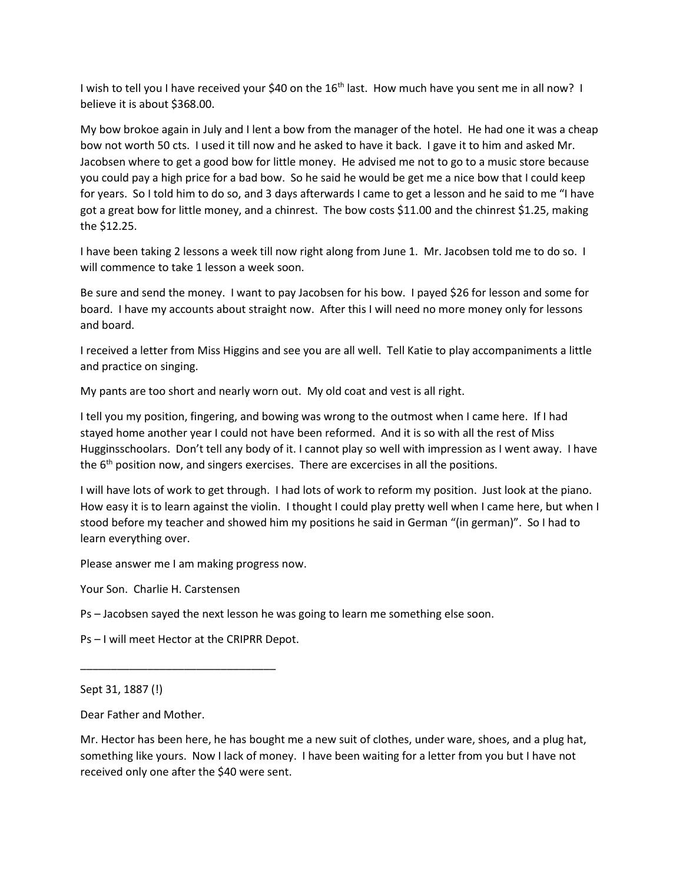I wish to tell you I have received your $40 on the 16th last. How much have you sent me in all now? I believe it is about $368.00.

My bow brokoe again in July and I lent a bow from the manager of the hotel. He had one it was a cheap bow not worth 50 cts. I used it till now and he asked to have it back. I gave it to him and asked Mr. Jacobsen where to get a good bow for little money. He advised me not to go to a music store because you could pay a high price for a bad bow. So he said he would be get me a nice bow that I could keep for years. So I told him to do so, and 3 days afterwards I came to get a lesson and he said to me "I have got a great bow for little money, and a chinrest. The bow costs $11.00 and the chinrest $1.25, making the $12.25.

I have been taking 2 lessons a week till now right along from June 1. Mr. Jacobsen told me to do so. I will commence to take 1 lesson a week soon.

Be sure and send the money. I want to pay Jacobsen for his bow. I payed $26 for lesson and some for board. I have my accounts about straight now. After this I will need no more money only for lessons and board.

I received a letter from Miss Higgins and see you are all well. Tell Katie to play accompaniments a little and practice on singing.

My pants are too short and nearly worn out. My old coat and vest is all right.

I tell you my position, fingering, and bowing was wrong to the outmost when I came here. If I had stayed home another year I could not have been reformed. And it is so with all the rest of Miss Hugginsschoolars. Don't tell any body of it. I cannot play so well with impression as I went away. I have the 6th position now, and singers exercises. There are excercises in all the positions.

I will have lots of work to get through. I had lots of work to reform my position. Just look at the piano. How easy it is to learn against the violin. I thought I could play pretty well when I came here, but when I stood before my teacher and showed him my positions he said in German "(in german)". So I had to learn everything over.

Please answer me I am making progress now.

Your Son. Charlie H. Carstensen

Ps – Jacobsen sayed the next lesson he was going to learn me something else soon.

Ps – I will meet Hector at the CRIPRR Depot.

________________________________

Sept 31, 1887 (!)

Dear Father and Mother.

Mr. Hector has been here, he has bought me a new suit of clothes, under ware, shoes, and a plug hat, something like yours. Now I lack of money. I have been waiting for a letter from you but I have not received only one after the $40 were sent.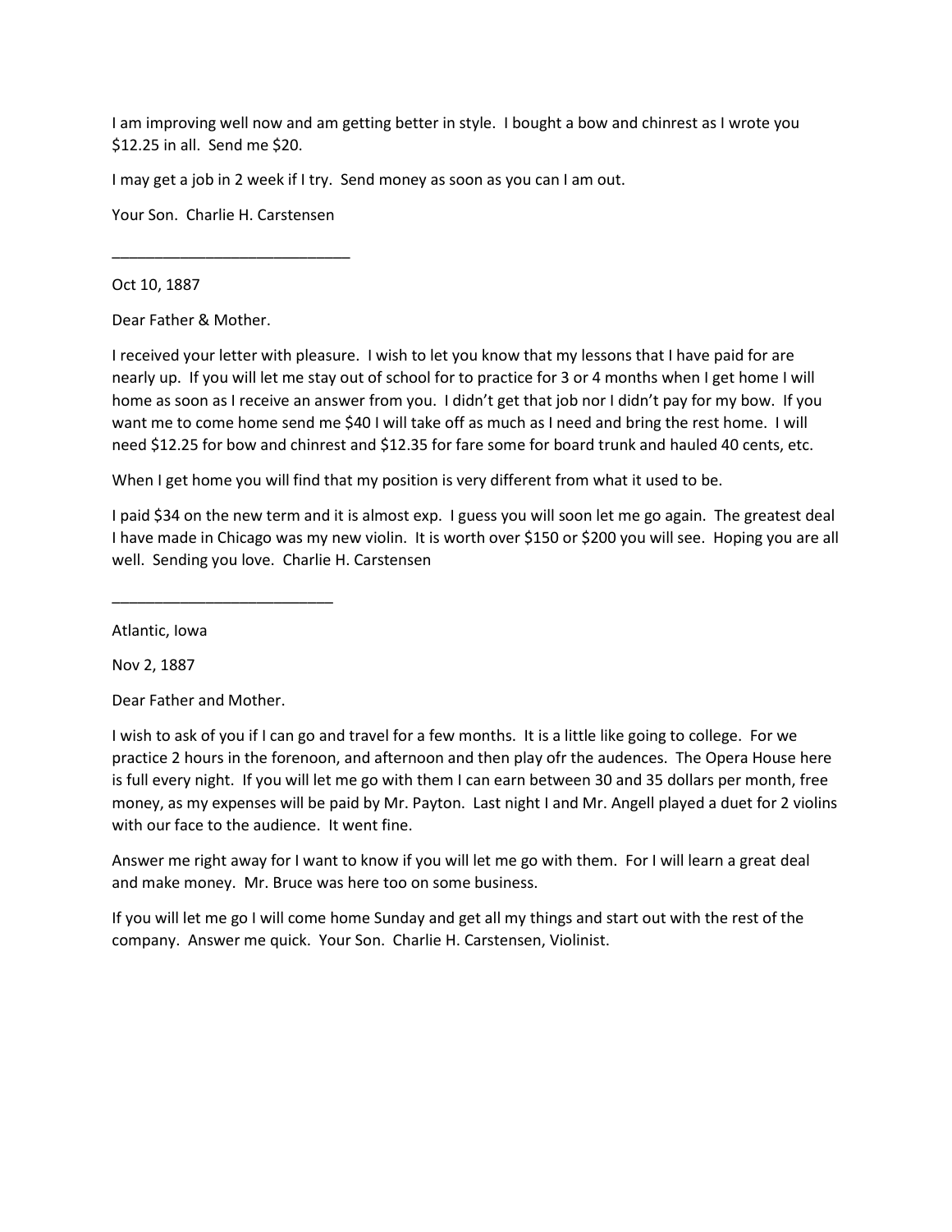I am improving well now and am getting better in style. I bought a bow and chinrest as I wrote you $12.25 in all. Send me $20.

I may get a job in 2 week if I try. Send money as soon as you can I am out.

Your Son. Charlie H. Carstensen

_____________________________

Oct 10, 1887

Dear Father & Mother.

I received your letter with pleasure. I wish to let you know that my lessons that I have paid for are nearly up. If you will let me stay out of school for to practice for 3 or 4 months when I get home I will home as soon as I receive an answer from you. I didn't get that job nor I didn't pay for my bow. If you want me to come home send me $40 I will take off as much as I need and bring the rest home. I will need $12.25 for bow and chinrest and $12.35 for fare some for board trunk and hauled 40 cents, etc.

When I get home you will find that my position is very different from what it used to be.

I paid $34 on the new term and it is almost exp. I guess you will soon let me go again. The greatest deal I have made in Chicago was my new violin. It is worth over $150 or $200 you will see. Hoping you are all well. Sending you love. Charlie H. Carstensen

___________________________

Atlantic, Iowa

Nov 2, 1887

Dear Father and Mother.

I wish to ask of you if I can go and travel for a few months. It is a little like going to college. For we practice 2 hours in the forenoon, and afternoon and then play ofr the audences. The Opera House here is full every night. If you will let me go with them I can earn between 30 and 35 dollars per month, free money, as my expenses will be paid by Mr. Payton. Last night I and Mr. Angell played a duet for 2 violins with our face to the audience. It went fine.

Answer me right away for I want to know if you will let me go with them. For I will learn a great deal and make money. Mr. Bruce was here too on some business.

If you will let me go I will come home Sunday and get all my things and start out with the rest of the company. Answer me quick. Your Son. Charlie H. Carstensen, Violinist.